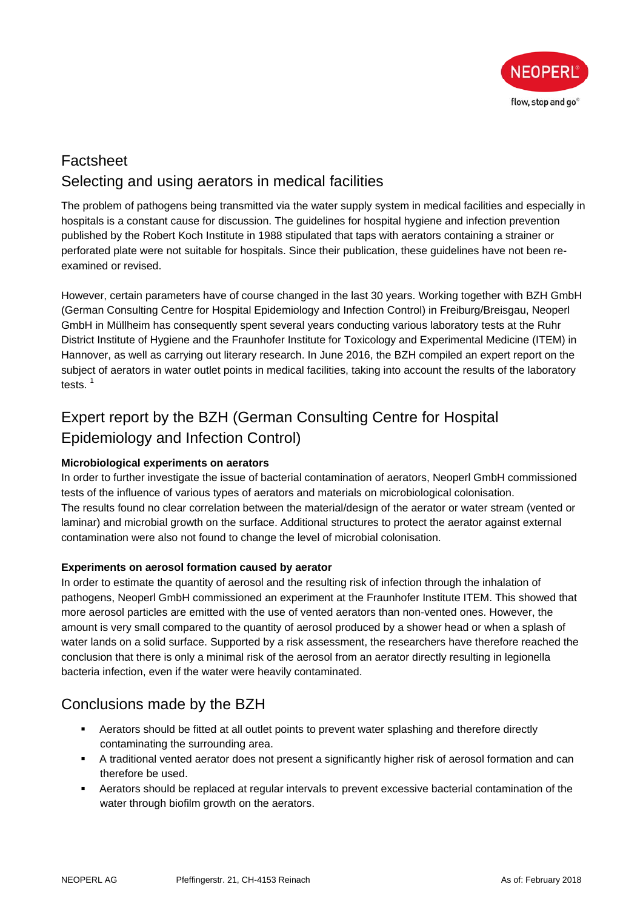# Factsheet
# Selecting and using aerators in medical facilities

The problem of pathogens being transmitted via the water supply system in medical facilities and especially in hospitals is a constant cause for discussion. The guidelines for hospital hygiene and infection prevention published by the Robert Koch Institute in 1988 stipulated that taps with aerators containing a strainer or perforated plate were not suitable for hospitals. Since their publication, these guidelines have not been re-examined or revised.

However, certain parameters have of course changed in the last 30 years. Working together with BZH GmbH (German Consulting Centre for Hospital Epidemiology and Infection Control) in Freiburg/Breisgau, Neoperl GmbH in Müllheim has consequently spent several years conducting various laboratory tests at the Ruhr District Institute of Hygiene and the Fraunhofer Institute for Toxicology and Experimental Medicine (ITEM) in Hannover, as well as carrying out literary research. In June 2016, the BZH compiled an expert report on the subject of aerators in water outlet points in medical facilities, taking into account the results of the laboratory tests. [1]

## Expert report by the BZH (German Consulting Centre for Hospital Epidemiology and Infection Control)

**Microbiological experiments on aerators**

In order to further investigate the issue of bacterial contamination of aerators, Neoperl GmbH commissioned tests of the influence of various types of aerators and materials on microbiological colonisation.
The results found no clear correlation between the material/design of the aerator or water stream (vented or laminar) and microbial growth on the surface. Additional structures to protect the aerator against external contamination were also not found to change the level of microbial colonisation.

**Experiments on aerosol formation caused by aerator**

In order to estimate the quantity of aerosol and the resulting risk of infection through the inhalation of pathogens, Neoperl GmbH commissioned an experiment at the Fraunhofer Institute ITEM. This showed that more aerosol particles are emitted with the use of vented aerators than non-vented ones. However, the amount is very small compared to the quantity of aerosol produced by a shower head or when a splash of water lands on a solid surface. Supported by a risk assessment, the researchers have therefore reached the conclusion that there is only a minimal risk of the aerosol from an aerator directly resulting in legionella bacteria infection, even if the water were heavily contaminated.

## Conclusions made by the BZH

- Aerators should be fitted at all outlet points to prevent water splashing and therefore directly contaminating the surrounding area.
- A traditional vented aerator does not present a significantly higher risk of aerosol formation and can therefore be used.
- Aerators should be replaced at regular intervals to prevent excessive bacterial contamination of the water through biofilm growth on the aerators.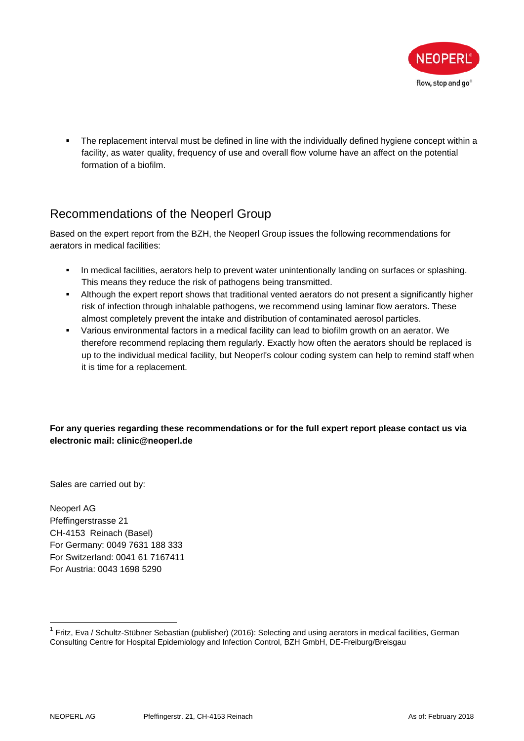- The replacement interval must be defined in line with the individually defined hygiene concept within a facility, as water quality, frequency of use and overall flow volume have an affect on the potential formation of a biofilm.

## Recommendations of the Neoperl Group

Based on the expert report from the BZH, the Neoperl Group issues the following recommendations for aerators in medical facilities:

- In medical facilities, aerators help to prevent water unintentionally landing on surfaces or splashing. This means they reduce the risk of pathogens being transmitted.
- Although the expert report shows that traditional vented aerators do not present a significantly higher risk of infection through inhalable pathogens, we recommend using laminar flow aerators. These almost completely prevent the intake and distribution of contaminated aerosol particles.
- Various environmental factors in a medical facility can lead to biofilm growth on an aerator. We therefore recommend replacing them regularly. Exactly how often the aerators should be replaced is up to the individual medical facility, but Neoperl's colour coding system can help to remind staff when it is time for a replacement.

**For any queries regarding these recommendations or for the full expert report please contact us via electronic mail: clinic@neoperl.de**

Sales are carried out by:

Neoperl AG
Pfeffingerstrasse 21
CH-4153 Reinach (Basel)
For Germany: 0049 7631 188 333
For Switzerland: 0041 61 7167411
For Austria: 0043 1698 5290

[1] Fritz, Eva / Schultz-Stübner Sebastian (publisher) (2016): Selecting and using aerators in medical facilities, German Consulting Centre for Hospital Epidemiology and Infection Control, BZH GmbH, DE-Freiburg/Breisgau